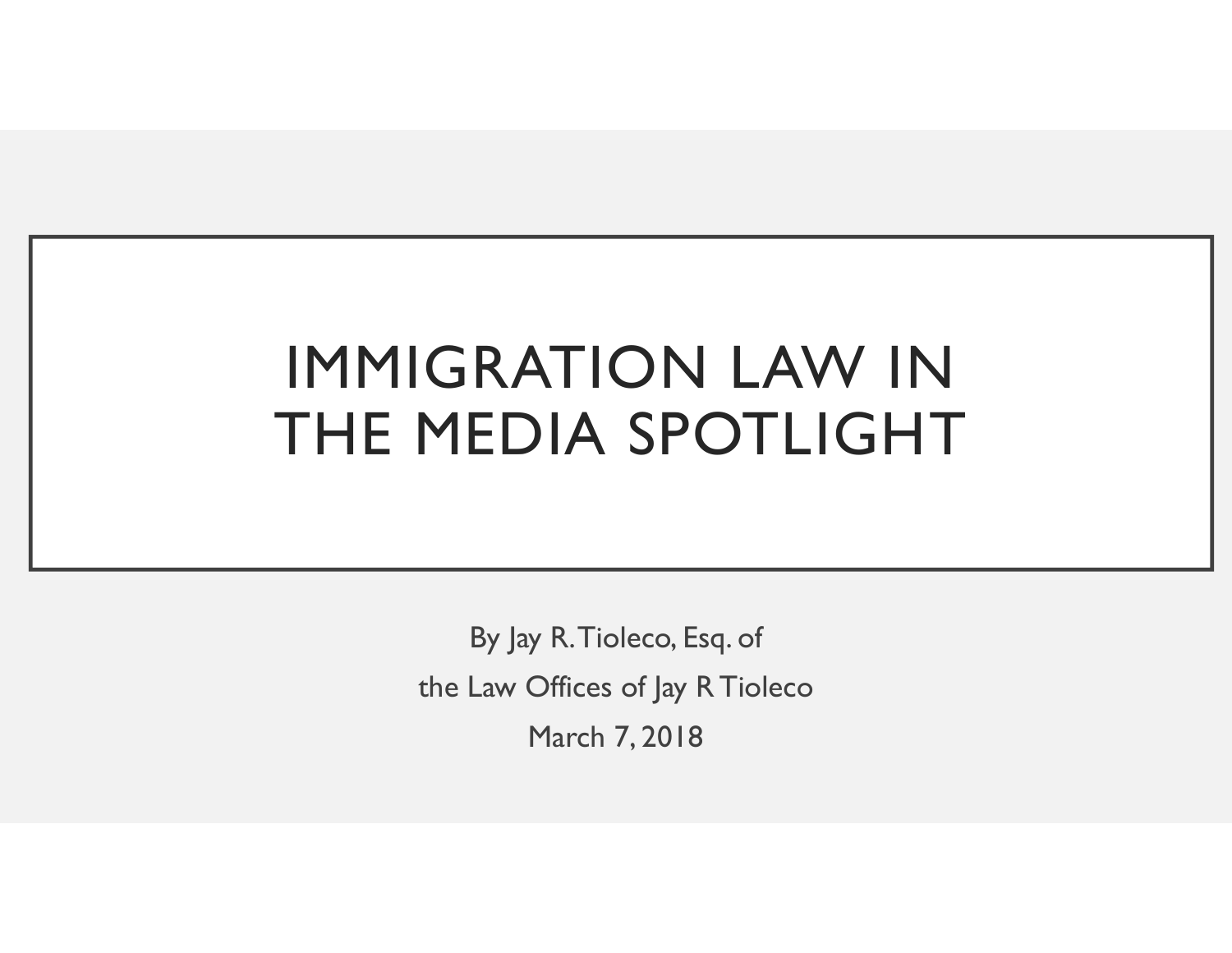# IMMIGRATION LAW IN THE MEDIA SPOTLIGHT

By Jay R. Tioleco, Esq. of

the Law Offices of Jay R Tioleco

March 7, 2018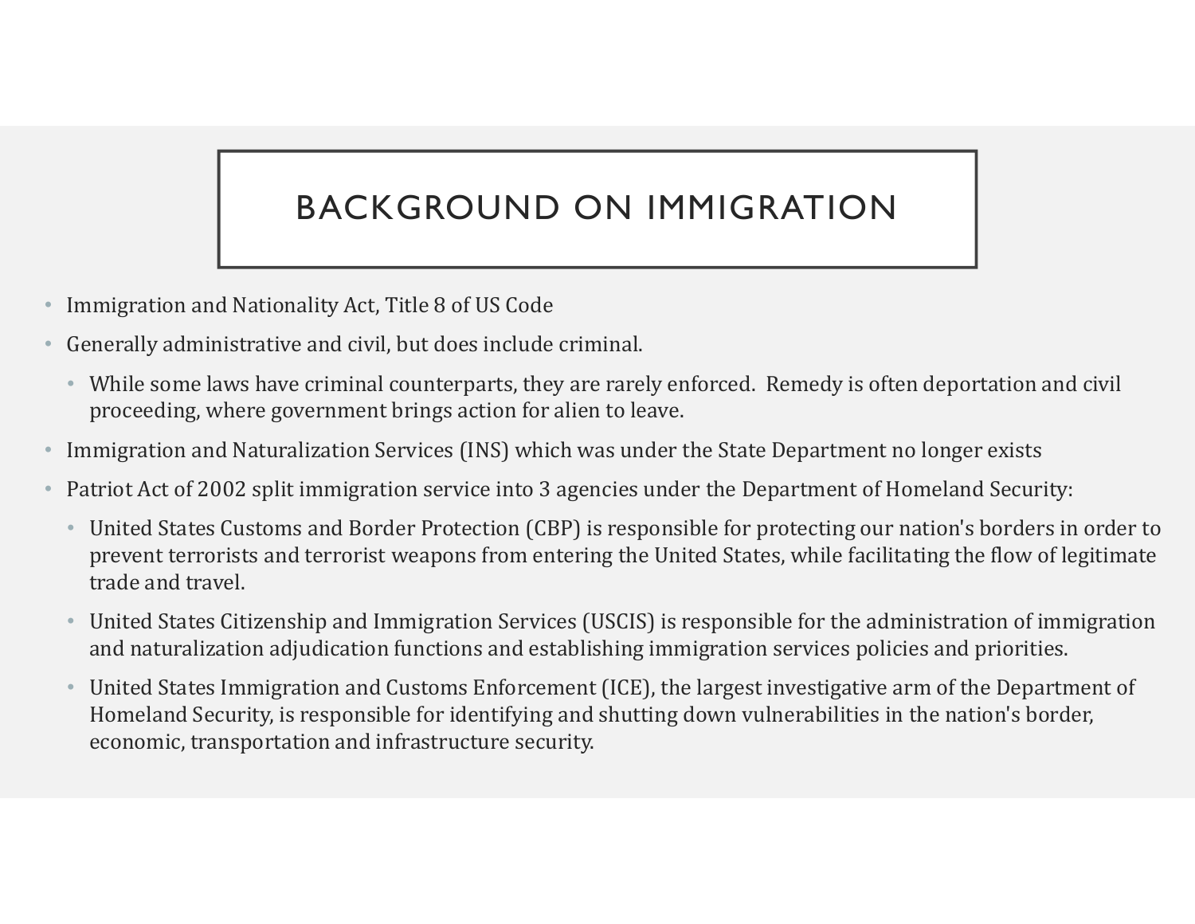# BACKGROUND ON IMMIGRATION

- Immigration and Nationality Act, Title 8 of US Code
- Generally administrative and civil, but does include criminal.
  - While some laws have criminal counterparts, they are rarely enforced. Remedy is often deportation and civil proceeding, where government brings action for alien to leave.
- Immigration and Naturalization Services (INS) which was under the State Department no longer exists
- Patriot Act of 2002 split immigration service into 3 agencies under the Department of Homeland Security:
  - United States Customs and Border Protection (CBP) is responsible for protecting our nation's borders in order to prevent terrorists and terrorist weapons from entering the United States, while facilitating the flow of legitimate trade and travel.
  - United States Citizenship and Immigration Services (USCIS) is responsible for the administration of immigration and naturalization adjudication functions and establishing immigration services policies and priorities.
  - United States Immigration and Customs Enforcement (ICE), the largest investigative arm of the Department of Homeland Security, is responsible for identifying and shutting down vulnerabilities in the nation's border, economic, transportation and infrastructure security.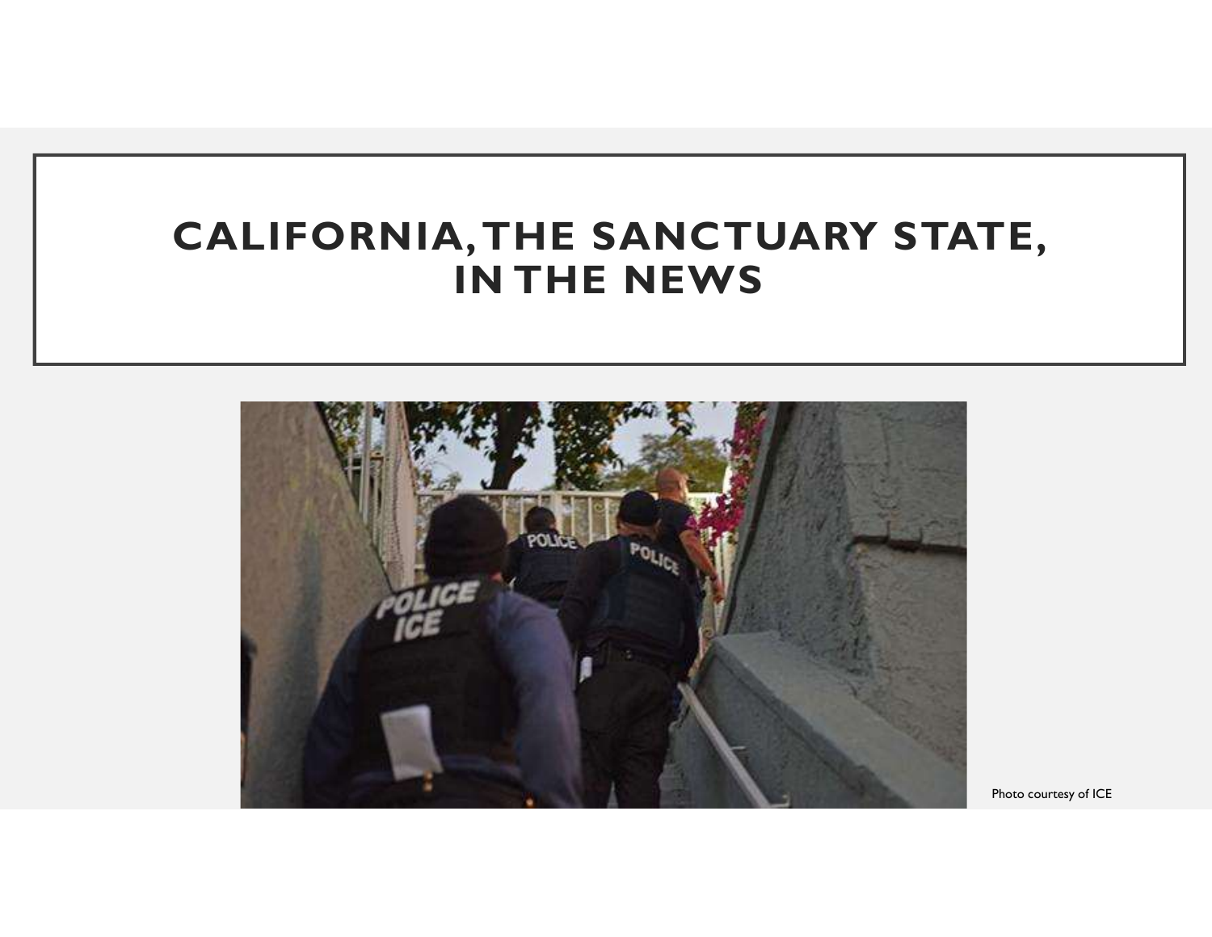# CALIFORNIA, THE SANCTUARY STATE, IN THE NEWS

Photo courtesy of ICE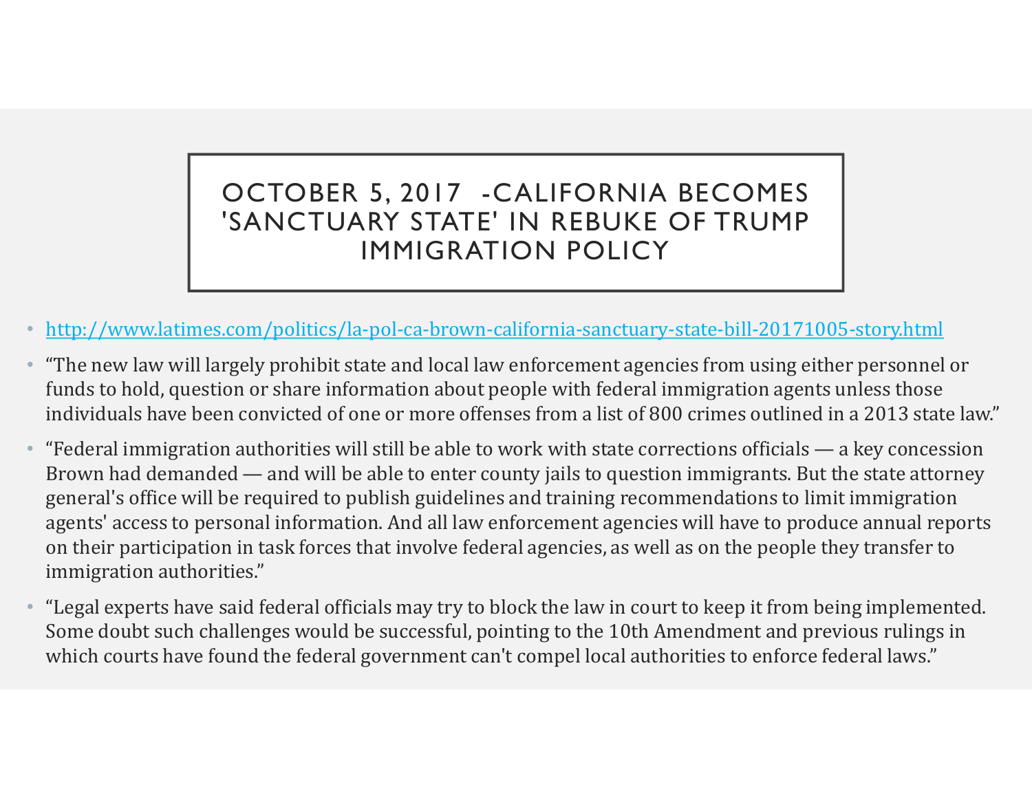# OCTOBER 5, 2017 -CALIFORNIA BECOMES 'SANCTUARY STATE' IN REBUKE OF TRUMP IMMIGRATION POLICY

- http://www.latimes.com/politics/la-pol-ca-brown-california-sanctuary-state-bill-20171005-story.html
- "The new law will largely prohibit state and local law enforcement agencies from using either personnel or funds to hold, question or share information about people with federal immigration agents unless those individuals have been convicted of one or more offenses from a list of 800 crimes outlined in a 2013 state law."
- "Federal immigration authorities will still be able to work with state corrections officials — a key concession Brown had demanded — and will be able to enter county jails to question immigrants. But the state attorney general's office will be required to publish guidelines and training recommendations to limit immigration agents' access to personal information. And all law enforcement agencies will have to produce annual reports on their participation in task forces that involve federal agencies, as well as on the people they transfer to immigration authorities."
- "Legal experts have said federal officials may try to block the law in court to keep it from being implemented. Some doubt such challenges would be successful, pointing to the 10th Amendment and previous rulings in which courts have found the federal government can't compel local authorities to enforce federal laws."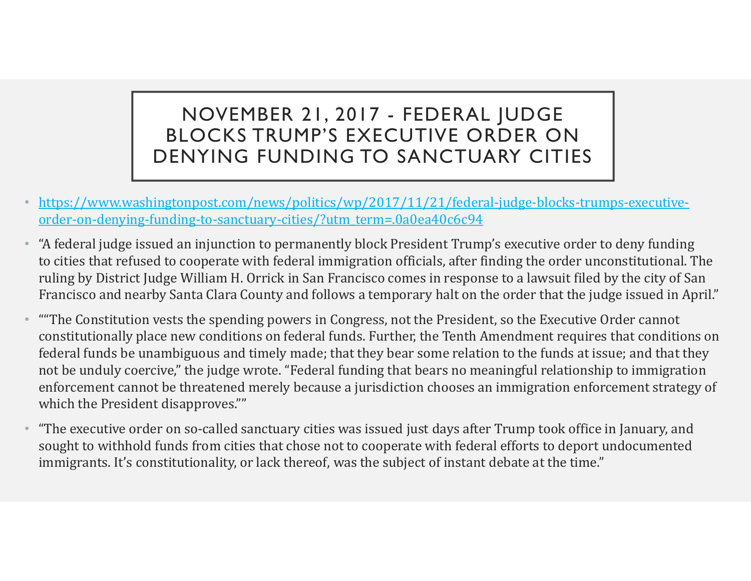# NOVEMBER 21, 2017 - FEDERAL JUDGE BLOCKS TRUMP'S EXECUTIVE ORDER ON DENYING FUNDING TO SANCTUARY CITIES

- https://www.washingtonpost.com/news/politics/wp/2017/11/21/federal-judge-blocks-trumps-executive-order-on-denying-funding-to-sanctuary-cities/?utm_term=.0a0ea40c6c94
- "A federal judge issued an injunction to permanently block President Trump's executive order to deny funding to cities that refused to cooperate with federal immigration officials, after finding the order unconstitutional. The ruling by District Judge William H. Orrick in San Francisco comes in response to a lawsuit filed by the city of San Francisco and nearby Santa Clara County and follows a temporary halt on the order that the judge issued in April."
- ""The Constitution vests the spending powers in Congress, not the President, so the Executive Order cannot constitutionally place new conditions on federal funds. Further, the Tenth Amendment requires that conditions on federal funds be unambiguous and timely made; that they bear some relation to the funds at issue; and that they not be unduly coercive," the judge wrote. "Federal funding that bears no meaningful relationship to immigration enforcement cannot be threatened merely because a jurisdiction chooses an immigration enforcement strategy of which the President disapproves.""
- "The executive order on so-called sanctuary cities was issued just days after Trump took office in January, and sought to withhold funds from cities that chose not to cooperate with federal efforts to deport undocumented immigrants. It's constitutionality, or lack thereof, was the subject of instant debate at the time."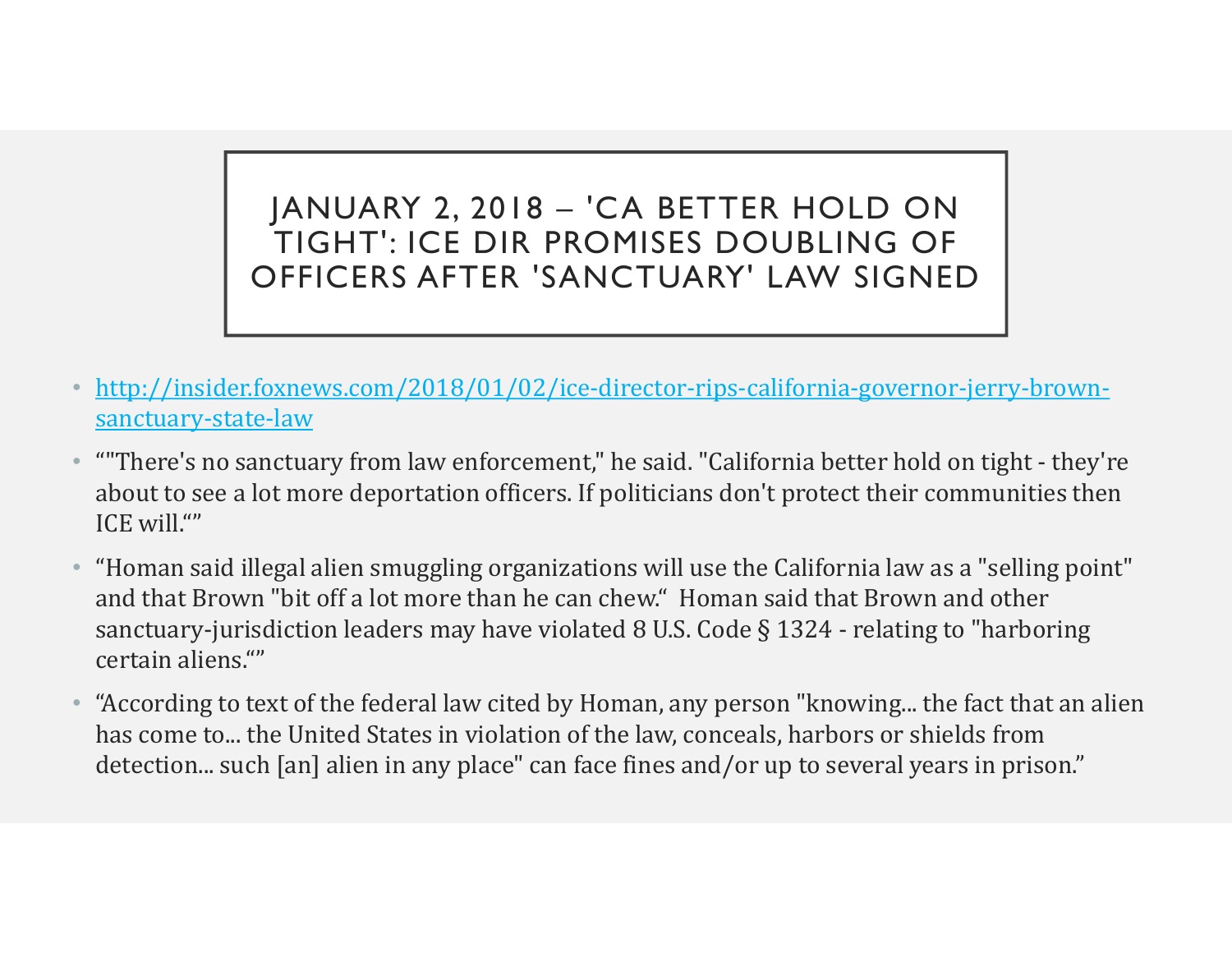# JANUARY 2, 2018 – 'CA BETTER HOLD ON TIGHT': ICE DIR PROMISES DOUBLING OF OFFICERS AFTER 'SANCTUARY' LAW SIGNED

- [http://insider.foxnews.com/2018/01/02/ice-director-rips-california-governor-jerry-brown-sanctuary-state-law](http://insider.foxnews.com/2018/01/02/ice-director-rips-california-governor-jerry-brown-sanctuary-state-law)
- “"There's no sanctuary from law enforcement," he said. "California better hold on tight - they're about to see a lot more deportation officers. If politicians don't protect their communities then ICE will.“”
- “Homan said illegal alien smuggling organizations will use the California law as a "selling point" and that Brown "bit off a lot more than he can chew.“ Homan said that Brown and other sanctuary-jurisdiction leaders may have violated 8 U.S. Code § 1324 - relating to "harboring certain aliens.“”
- “According to text of the federal law cited by Homan, any person "knowing... the fact that an alien has come to... the United States in violation of the law, conceals, harbors or shields from detection... such [an] alien in any place" can face fines and/or up to several years in prison.”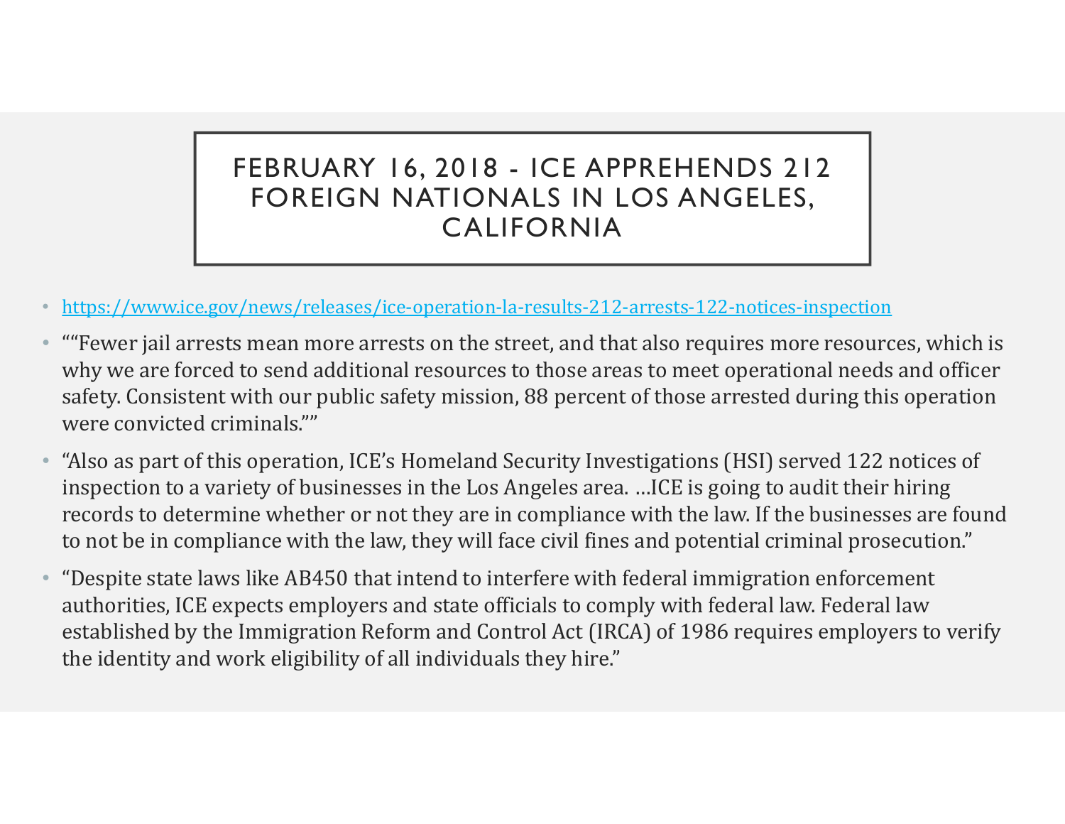# FEBRUARY 16, 2018 - ICE APPREHENDS 212 FOREIGN NATIONALS IN LOS ANGELES, CALIFORNIA

- https://www.ice.gov/news/releases/ice-operation-la-results-212-arrests-122-notices-inspection
- ""Fewer jail arrests mean more arrests on the street, and that also requires more resources, which is why we are forced to send additional resources to those areas to meet operational needs and officer safety. Consistent with our public safety mission, 88 percent of those arrested during this operation were convicted criminals.""
- "Also as part of this operation, ICE's Homeland Security Investigations (HSI) served 122 notices of inspection to a variety of businesses in the Los Angeles area. …ICE is going to audit their hiring records to determine whether or not they are in compliance with the law. If the businesses are found to not be in compliance with the law, they will face civil fines and potential criminal prosecution."
- "Despite state laws like AB450 that intend to interfere with federal immigration enforcement authorities, ICE expects employers and state officials to comply with federal law. Federal law established by the Immigration Reform and Control Act (IRCA) of 1986 requires employers to verify the identity and work eligibility of all individuals they hire."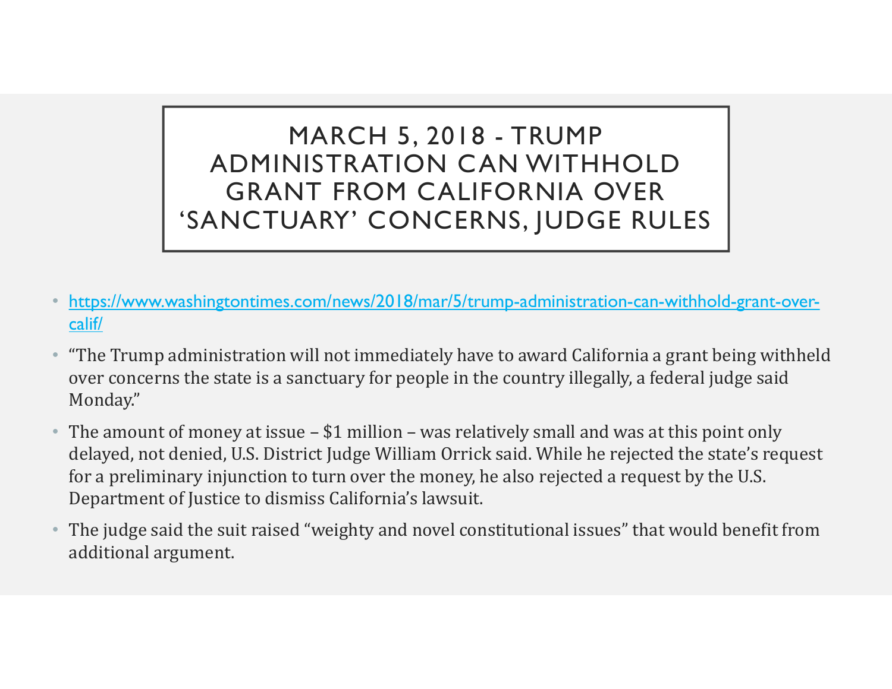# MARCH 5, 2018 - TRUMP ADMINISTRATION CAN WITHHOLD GRANT FROM CALIFORNIA OVER 'SANCTUARY' CONCERNS, JUDGE RULES

- https://www.washingtontimes.com/news/2018/mar/5/trump-administration-can-withhold-grant-over-calif/
- "The Trump administration will not immediately have to award California a grant being withheld over concerns the state is a sanctuary for people in the country illegally, a federal judge said Monday."
- The amount of money at issue – $1 million – was relatively small and was at this point only delayed, not denied, U.S. District Judge William Orrick said. While he rejected the state's request for a preliminary injunction to turn over the money, he also rejected a request by the U.S. Department of Justice to dismiss California's lawsuit.
- The judge said the suit raised "weighty and novel constitutional issues" that would benefit from additional argument.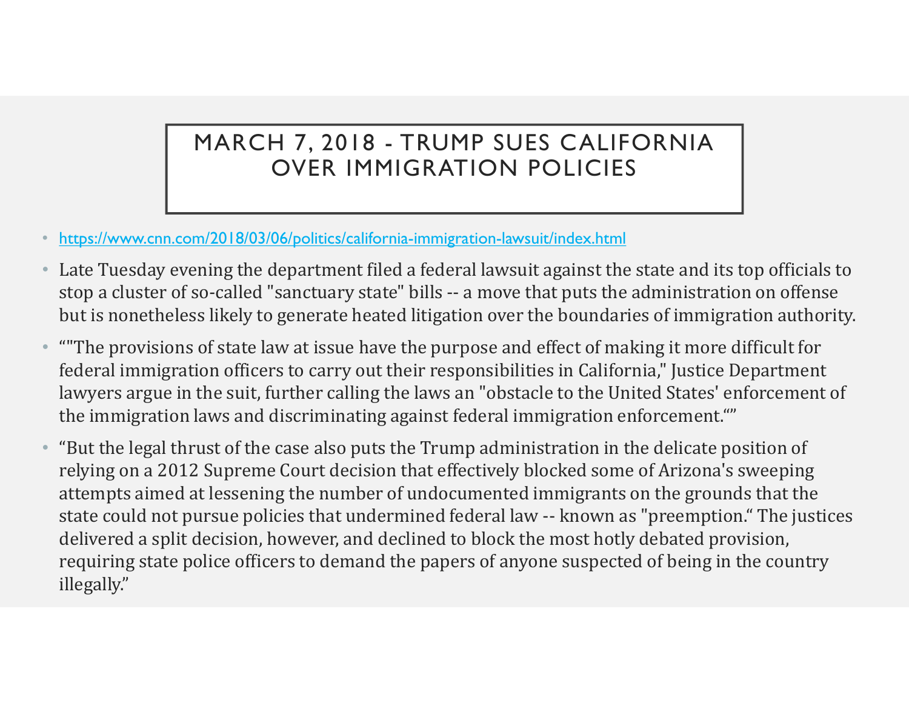# MARCH 7, 2018 - TRUMP SUES CALIFORNIA OVER IMMIGRATION POLICIES

- https://www.cnn.com/2018/03/06/politics/california-immigration-lawsuit/index.html
- Late Tuesday evening the department filed a federal lawsuit against the state and its top officials to stop a cluster of so-called "sanctuary state" bills -- a move that puts the administration on offense but is nonetheless likely to generate heated litigation over the boundaries of immigration authority.
- “"The provisions of state law at issue have the purpose and effect of making it more difficult for federal immigration officers to carry out their responsibilities in California," Justice Department lawyers argue in the suit, further calling the laws an "obstacle to the United States' enforcement of the immigration laws and discriminating against federal immigration enforcement."”
- “But the legal thrust of the case also puts the Trump administration in the delicate position of relying on a 2012 Supreme Court decision that effectively blocked some of Arizona's sweeping attempts aimed at lessening the number of undocumented immigrants on the grounds that the state could not pursue policies that undermined federal law -- known as "preemption." The justices delivered a split decision, however, and declined to block the most hotly debated provision, requiring state police officers to demand the papers of anyone suspected of being in the country illegally.”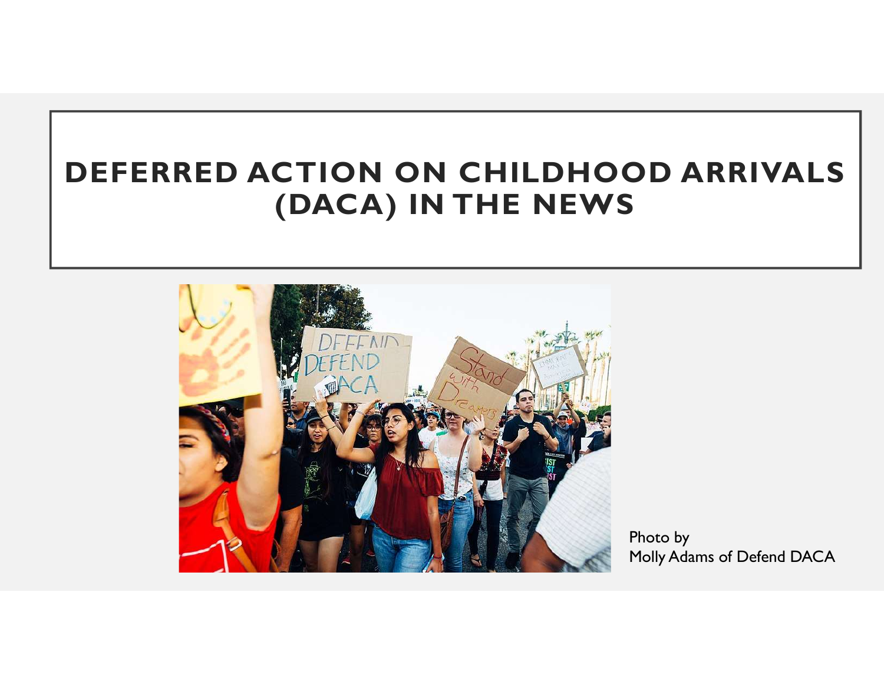# DEFERRED ACTION ON CHILDHOOD ARRIVALS (DACA) IN THE NEWS

Photo by
Molly Adams of Defend DACA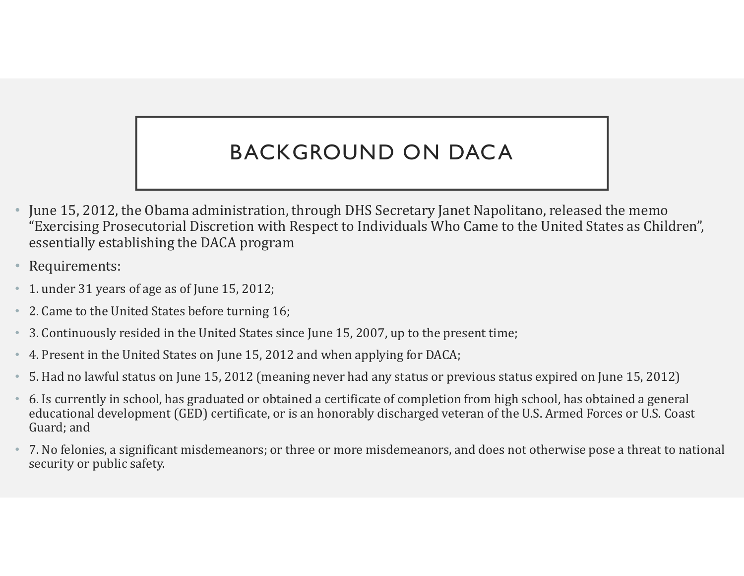# BACKGROUND ON DACA

- June 15, 2012, the Obama administration, through DHS Secretary Janet Napolitano, released the memo "Exercising Prosecutorial Discretion with Respect to Individuals Who Came to the United States as Children", essentially establishing the DACA program
- Requirements:
- 1. under 31 years of age as of June 15, 2012;
- 2. Came to the United States before turning 16;
- 3. Continuously resided in the United States since June 15, 2007, up to the present time;
- 4. Present in the United States on June 15, 2012 and when applying for DACA;
- 5. Had no lawful status on June 15, 2012 (meaning never had any status or previous status expired on June 15, 2012)
- 6. Is currently in school, has graduated or obtained a certificate of completion from high school, has obtained a general educational development (GED) certificate, or is an honorably discharged veteran of the U.S. Armed Forces or U.S. Coast Guard; and
- 7. No felonies, a significant misdemeanors; or three or more misdemeanors, and does not otherwise pose a threat to national security or public safety.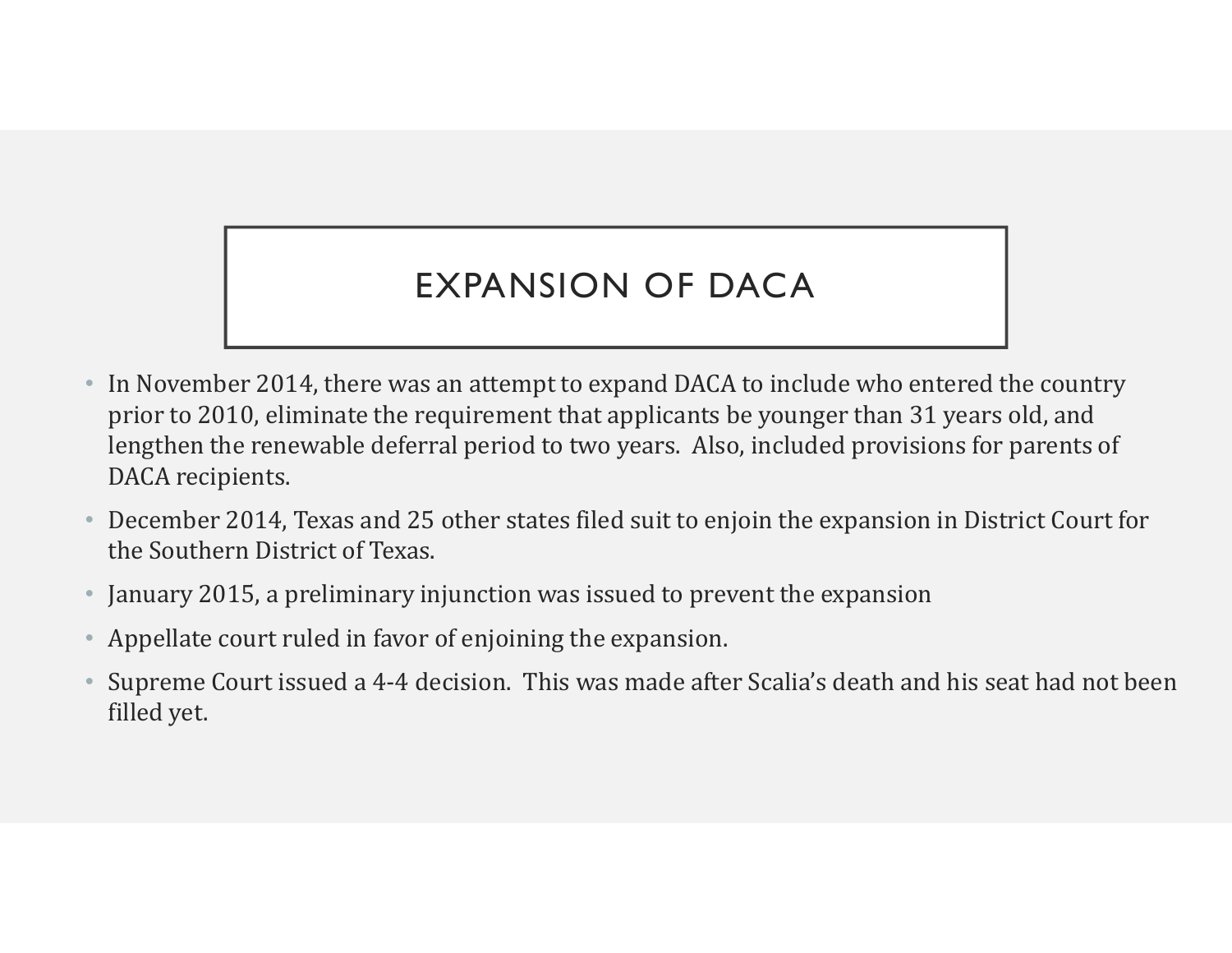# EXPANSION OF DACA

- In November 2014, there was an attempt to expand DACA to include who entered the country prior to 2010, eliminate the requirement that applicants be younger than 31 years old, and lengthen the renewable deferral period to two years. Also, included provisions for parents of DACA recipients.
- December 2014, Texas and 25 other states filed suit to enjoin the expansion in District Court for the Southern District of Texas.
- January 2015, a preliminary injunction was issued to prevent the expansion
- Appellate court ruled in favor of enjoining the expansion.
- Supreme Court issued a 4-4 decision. This was made after Scalia's death and his seat had not been filled yet.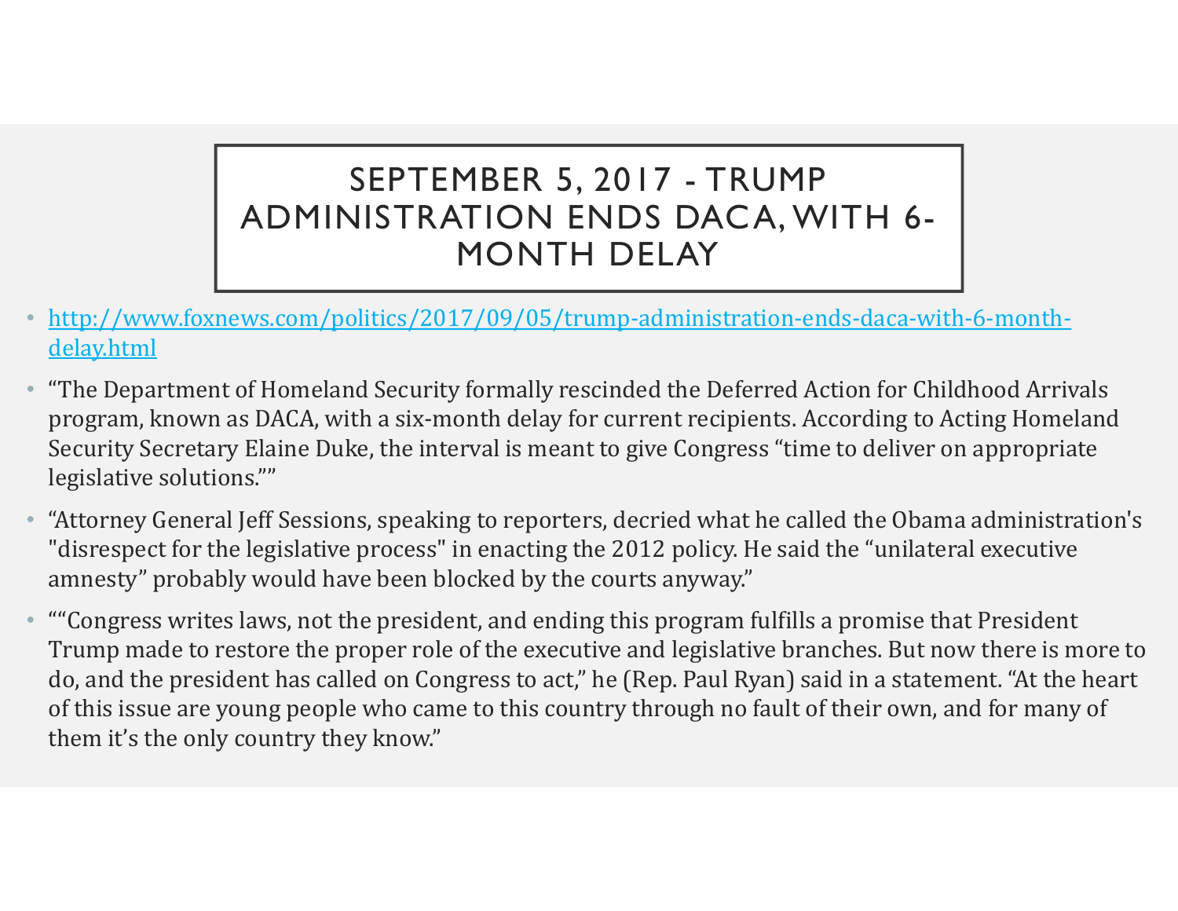# SEPTEMBER 5, 2017 - TRUMP ADMINISTRATION ENDS DACA, WITH 6-MONTH DELAY

- [http://www.foxnews.com/politics/2017/09/05/trump-administration-ends-daca-with-6-month-delay.html](http://www.foxnews.com/politics/2017/09/05/trump-administration-ends-daca-with-6-month-delay.html)
- "The Department of Homeland Security formally rescinded the Deferred Action for Childhood Arrivals program, known as DACA, with a six-month delay for current recipients. According to Acting Homeland Security Secretary Elaine Duke, the interval is meant to give Congress "time to deliver on appropriate legislative solutions.""
- "Attorney General Jeff Sessions, speaking to reporters, decried what he called the Obama administration's "disrespect for the legislative process" in enacting the 2012 policy. He said the "unilateral executive amnesty" probably would have been blocked by the courts anyway."
- ""Congress writes laws, not the president, and ending this program fulfills a promise that President Trump made to restore the proper role of the executive and legislative branches. But now there is more to do, and the president has called on Congress to act," he (Rep. Paul Ryan) said in a statement. "At the heart of this issue are young people who came to this country through no fault of their own, and for many of them it's the only country they know."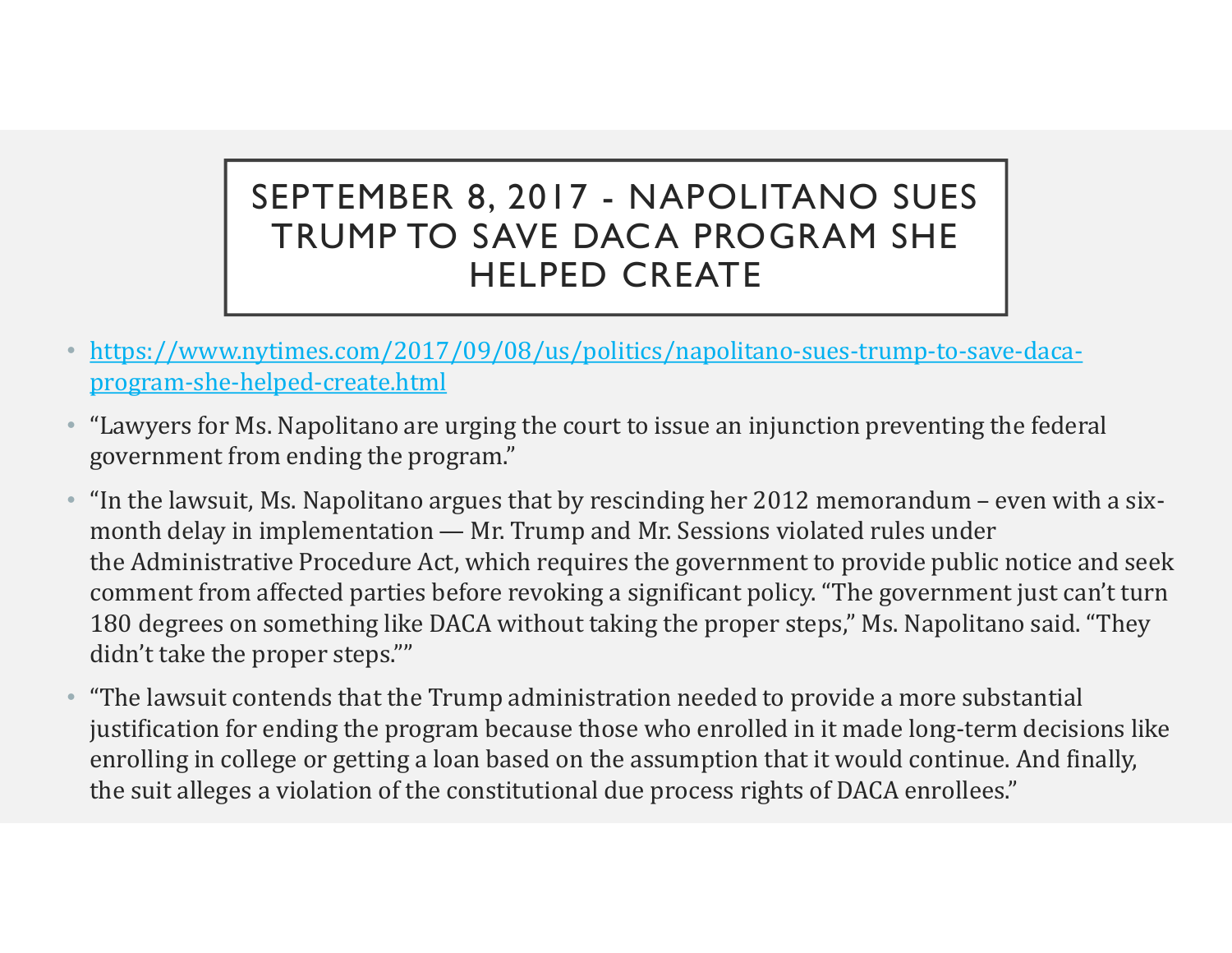# SEPTEMBER 8, 2017 - NAPOLITANO SUES TRUMP TO SAVE DACA PROGRAM SHE HELPED CREATE

- [https://www.nytimes.com/2017/09/08/us/politics/napolitano-sues-trump-to-save-daca-program-she-helped-create.html](https://www.nytimes.com/2017/09/08/us/politics/napolitano-sues-trump-to-save-daca-program-she-helped-create.html)
- "Lawyers for Ms. Napolitano are urging the court to issue an injunction preventing the federal government from ending the program."
- "In the lawsuit, Ms. Napolitano argues that by rescinding her 2012 memorandum – even with a six-month delay in implementation — Mr. Trump and Mr. Sessions violated rules under the Administrative Procedure Act, which requires the government to provide public notice and seek comment from affected parties before revoking a significant policy. "The government just can't turn 180 degrees on something like DACA without taking the proper steps," Ms. Napolitano said. "They didn't take the proper steps.""
- "The lawsuit contends that the Trump administration needed to provide a more substantial justification for ending the program because those who enrolled in it made long-term decisions like enrolling in college or getting a loan based on the assumption that it would continue. And finally, the suit alleges a violation of the constitutional due process rights of DACA enrollees."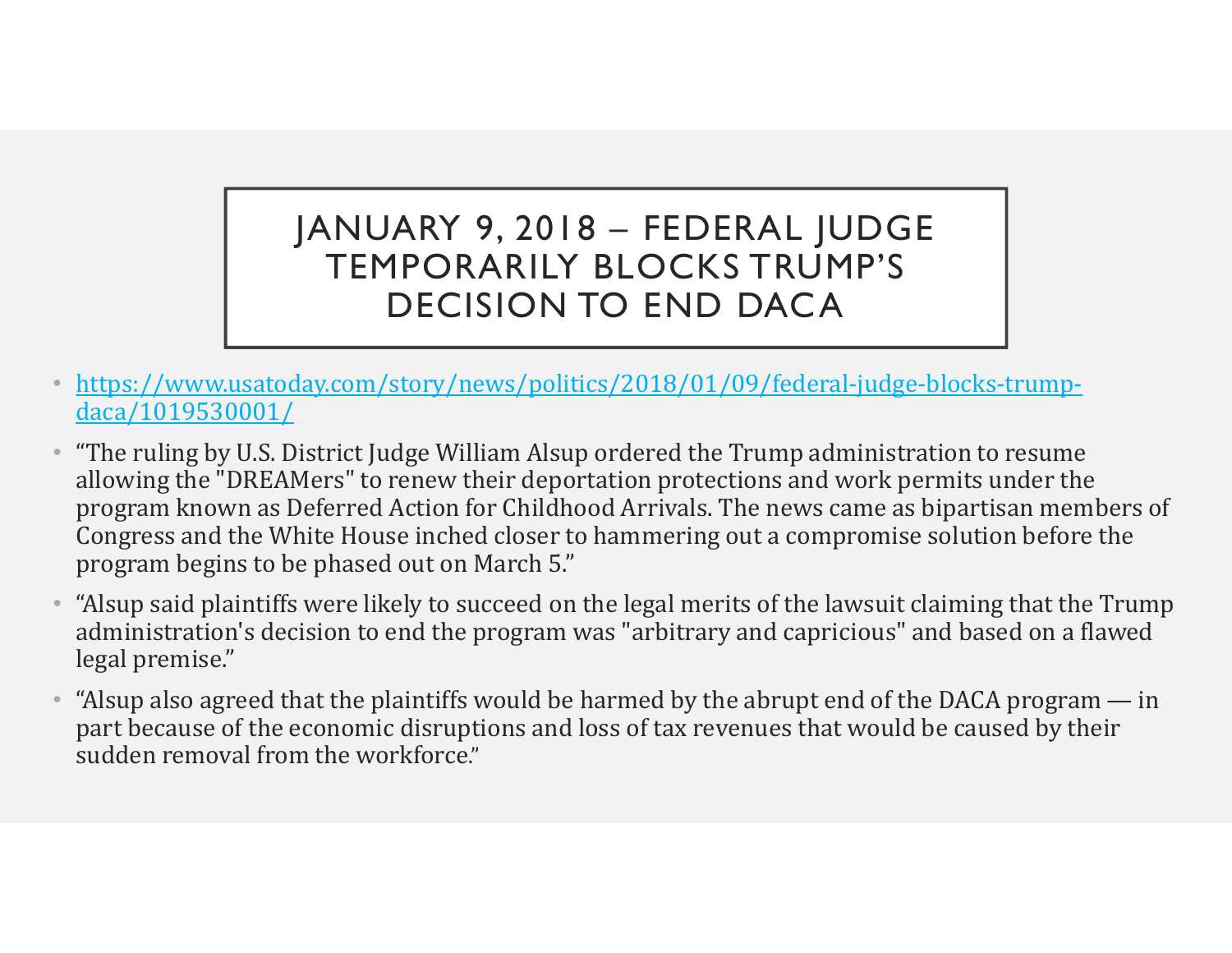# JANUARY 9, 2018 – FEDERAL JUDGE TEMPORARILY BLOCKS TRUMP'S DECISION TO END DACA

- https://www.usatoday.com/story/news/politics/2018/01/09/federal-judge-blocks-trump-daca/1019530001/
- "The ruling by U.S. District Judge William Alsup ordered the Trump administration to resume allowing the "DREAMers" to renew their deportation protections and work permits under the program known as Deferred Action for Childhood Arrivals. The news came as bipartisan members of Congress and the White House inched closer to hammering out a compromise solution before the program begins to be phased out on March 5."
- "Alsup said plaintiffs were likely to succeed on the legal merits of the lawsuit claiming that the Trump administration's decision to end the program was "arbitrary and capricious" and based on a flawed legal premise."
- "Alsup also agreed that the plaintiffs would be harmed by the abrupt end of the DACA program — in part because of the economic disruptions and loss of tax revenues that would be caused by their sudden removal from the workforce."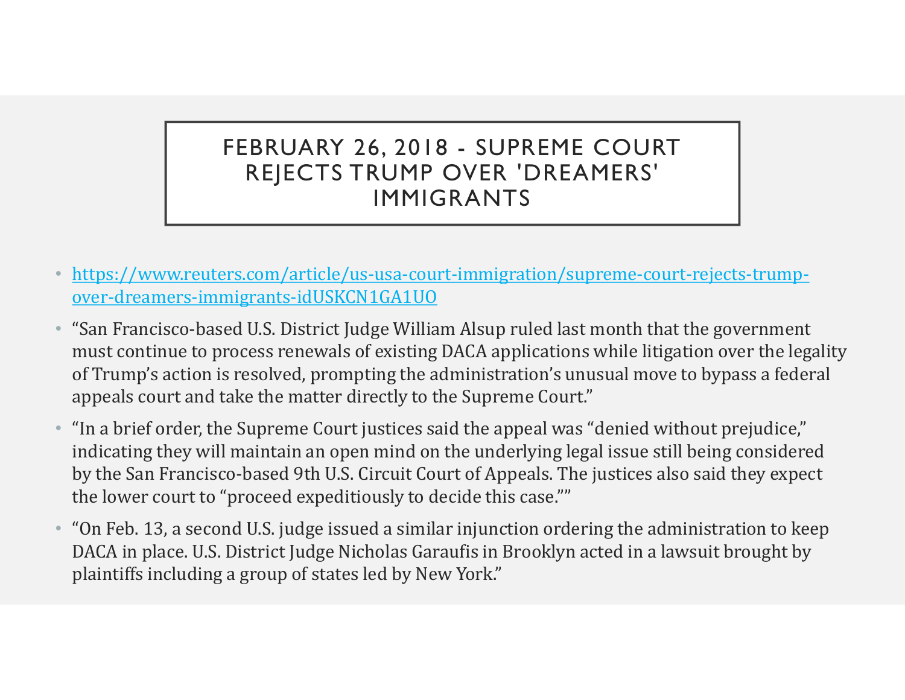# FEBRUARY 26, 2018 - SUPREME COURT REJECTS TRUMP OVER 'DREAMERS' IMMIGRANTS

- https://www.reuters.com/article/us-usa-court-immigration/supreme-court-rejects-trump-over-dreamers-immigrants-idUSKCN1GA1UO
- "San Francisco-based U.S. District Judge William Alsup ruled last month that the government must continue to process renewals of existing DACA applications while litigation over the legality of Trump's action is resolved, prompting the administration's unusual move to bypass a federal appeals court and take the matter directly to the Supreme Court."
- "In a brief order, the Supreme Court justices said the appeal was "denied without prejudice," indicating they will maintain an open mind on the underlying legal issue still being considered by the San Francisco-based 9th U.S. Circuit Court of Appeals. The justices also said they expect the lower court to "proceed expeditiously to decide this case.""
- "On Feb. 13, a second U.S. judge issued a similar injunction ordering the administration to keep DACA in place. U.S. District Judge Nicholas Garaufis in Brooklyn acted in a lawsuit brought by plaintiffs including a group of states led by New York."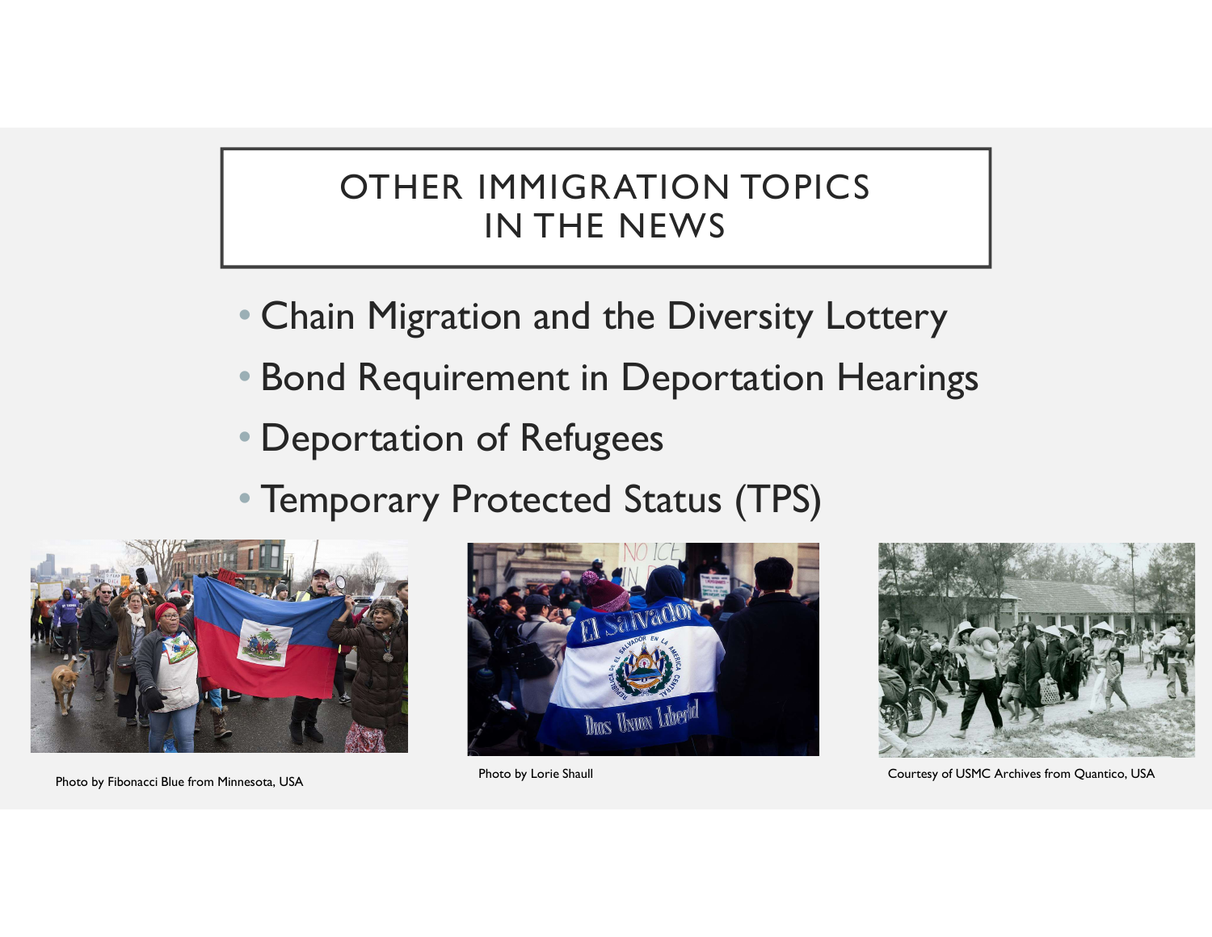# OTHER IMMIGRATION TOPICS IN THE NEWS

- Chain Migration and the Diversity Lottery
- Bond Requirement in Deportation Hearings
- Deportation of Refugees
- Temporary Protected Status (TPS)

Photo by Fibonacci Blue from Minnesota, USA

Photo by Lorie Shaull

Courtesy of USMC Archives from Quantico, USA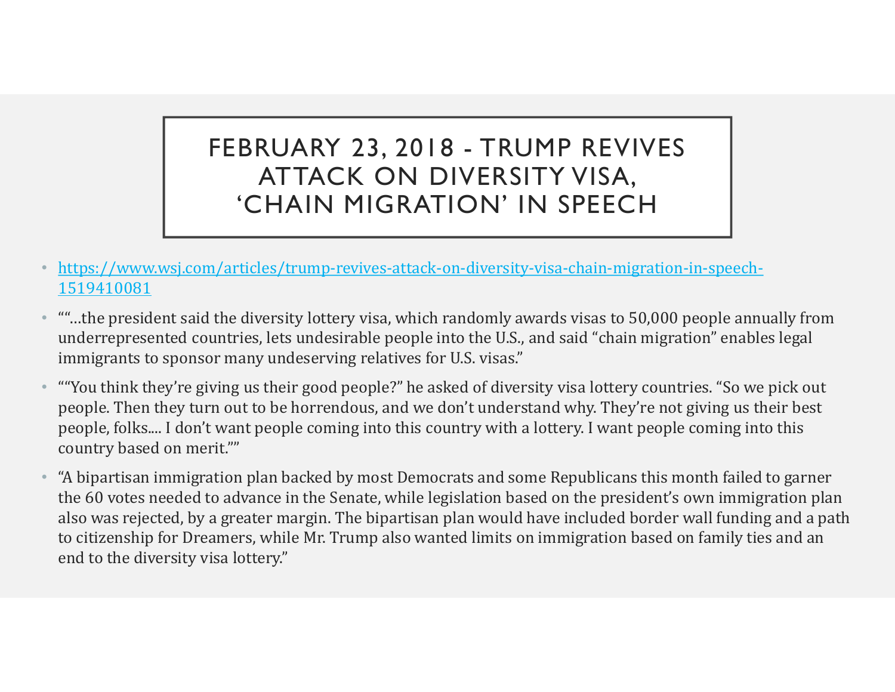# FEBRUARY 23, 2018 - TRUMP REVIVES ATTACK ON DIVERSITY VISA, 'CHAIN MIGRATION' IN SPEECH

- https://www.wsj.com/articles/trump-revives-attack-on-diversity-visa-chain-migration-in-speech-1519410081
- ""…the president said the diversity lottery visa, which randomly awards visas to 50,000 people annually from underrepresented countries, lets undesirable people into the U.S., and said "chain migration" enables legal immigrants to sponsor many undeserving relatives for U.S. visas."
- ""You think they're giving us their good people?" he asked of diversity visa lottery countries. "So we pick out people. Then they turn out to be horrendous, and we don't understand why. They're not giving us their best people, folks.... I don't want people coming into this country with a lottery. I want people coming into this country based on merit.""
- "A bipartisan immigration plan backed by most Democrats and some Republicans this month failed to garner the 60 votes needed to advance in the Senate, while legislation based on the president's own immigration plan also was rejected, by a greater margin. The bipartisan plan would have included border wall funding and a path to citizenship for Dreamers, while Mr. Trump also wanted limits on immigration based on family ties and an end to the diversity visa lottery."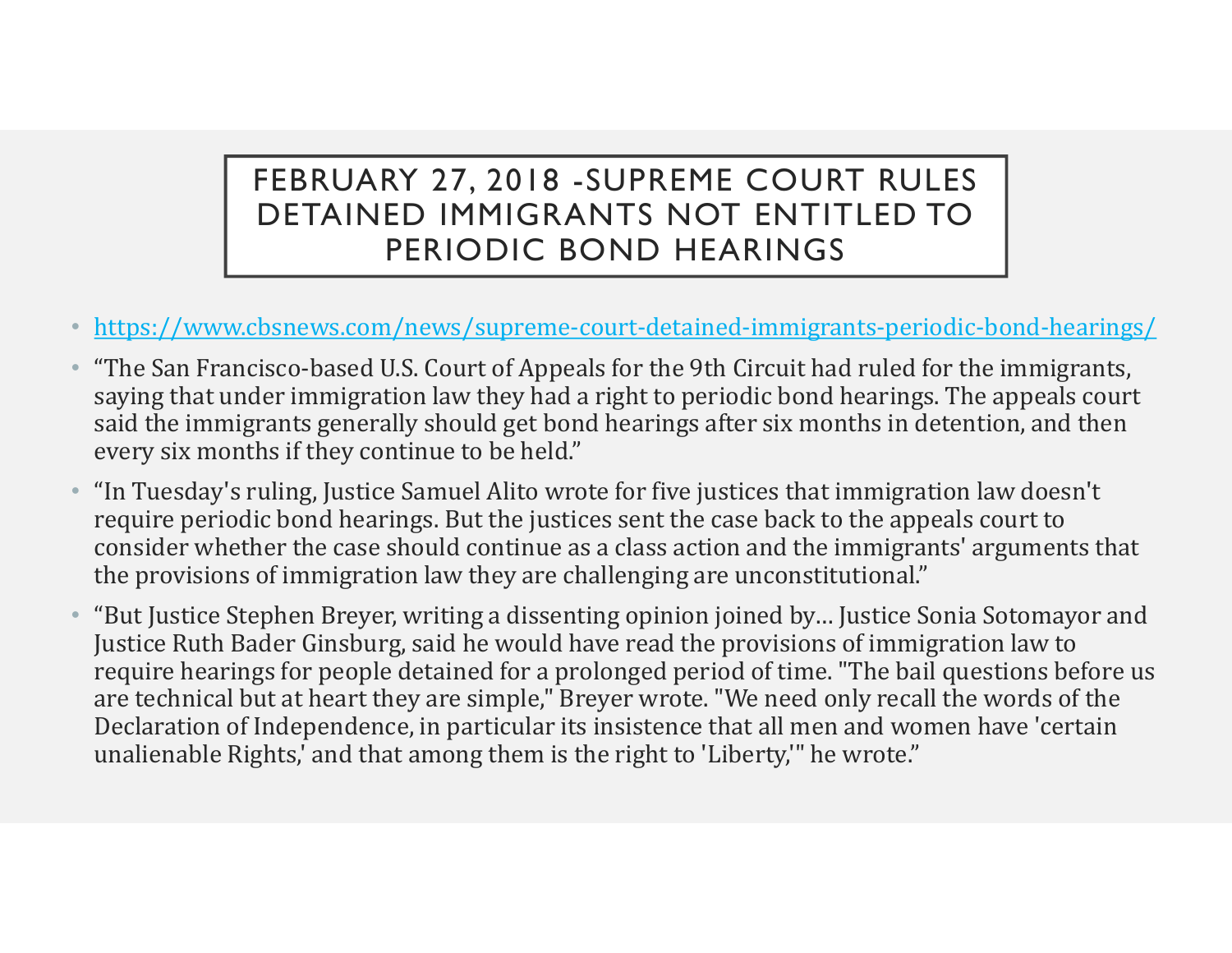# FEBRUARY 27, 2018 -SUPREME COURT RULES DETAINED IMMIGRANTS NOT ENTITLED TO PERIODIC BOND HEARINGS

- https://www.cbsnews.com/news/supreme-court-detained-immigrants-periodic-bond-hearings/
- "The San Francisco-based U.S. Court of Appeals for the 9th Circuit had ruled for the immigrants, saying that under immigration law they had a right to periodic bond hearings. The appeals court said the immigrants generally should get bond hearings after six months in detention, and then every six months if they continue to be held."
- "In Tuesday's ruling, Justice Samuel Alito wrote for five justices that immigration law doesn't require periodic bond hearings. But the justices sent the case back to the appeals court to consider whether the case should continue as a class action and the immigrants' arguments that the provisions of immigration law they are challenging are unconstitutional."
- "But Justice Stephen Breyer, writing a dissenting opinion joined by… Justice Sonia Sotomayor and Justice Ruth Bader Ginsburg, said he would have read the provisions of immigration law to require hearings for people detained for a prolonged period of time. "The bail questions before us are technical but at heart they are simple," Breyer wrote. "We need only recall the words of the Declaration of Independence, in particular its insistence that all men and women have 'certain unalienable Rights,' and that among them is the right to 'Liberty,'" he wrote."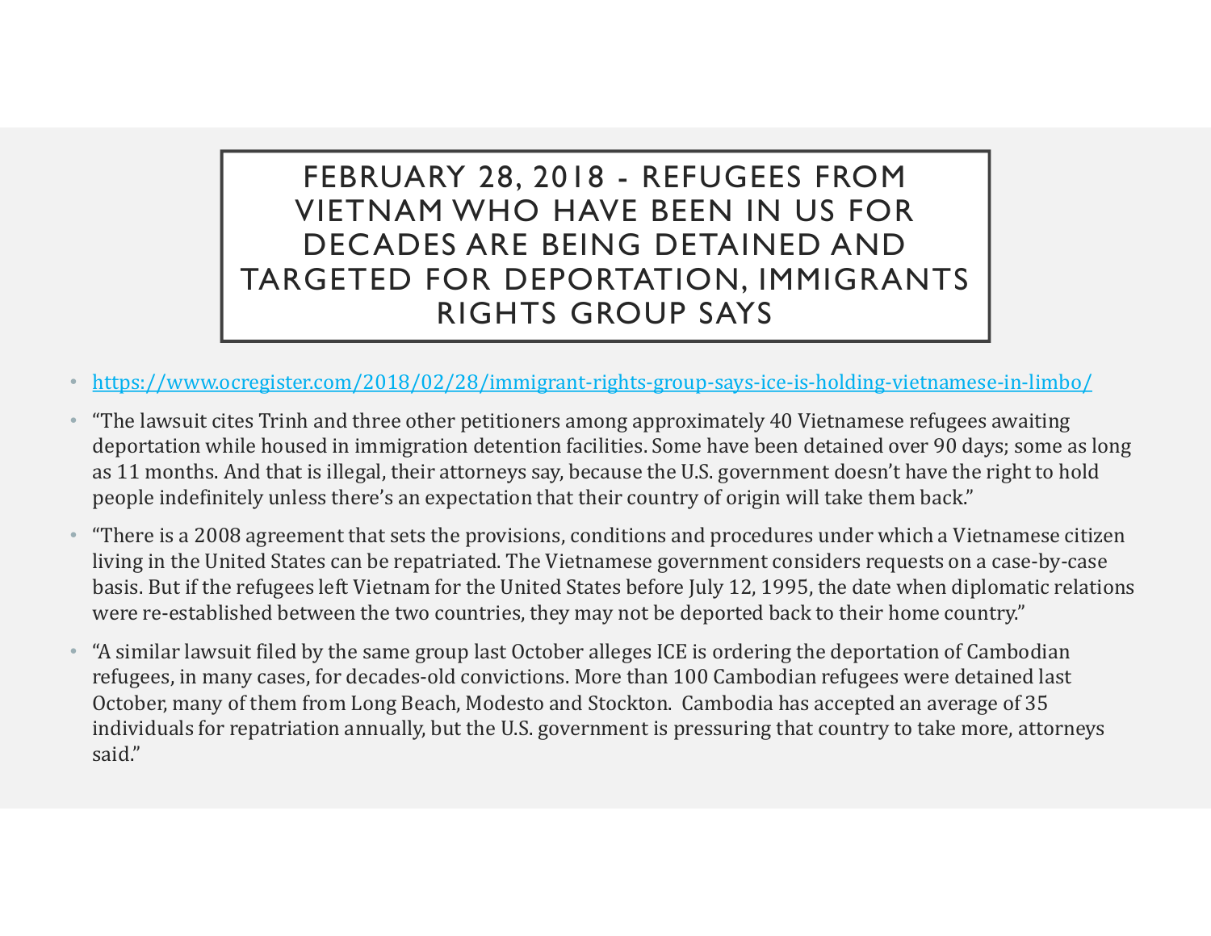# FEBRUARY 28, 2018 - REFUGEES FROM VIETNAM WHO HAVE BEEN IN US FOR DECADES ARE BEING DETAINED AND TARGETED FOR DEPORTATION, IMMIGRANTS RIGHTS GROUP SAYS

- https://www.ocregister.com/2018/02/28/immigrant-rights-group-says-ice-is-holding-vietnamese-in-limbo/
- "The lawsuit cites Trinh and three other petitioners among approximately 40 Vietnamese refugees awaiting deportation while housed in immigration detention facilities. Some have been detained over 90 days; some as long as 11 months. And that is illegal, their attorneys say, because the U.S. government doesn't have the right to hold people indefinitely unless there's an expectation that their country of origin will take them back."
- "There is a 2008 agreement that sets the provisions, conditions and procedures under which a Vietnamese citizen living in the United States can be repatriated. The Vietnamese government considers requests on a case-by-case basis. But if the refugees left Vietnam for the United States before July 12, 1995, the date when diplomatic relations were re-established between the two countries, they may not be deported back to their home country."
- "A similar lawsuit filed by the same group last October alleges ICE is ordering the deportation of Cambodian refugees, in many cases, for decades-old convictions. More than 100 Cambodian refugees were detained last October, many of them from Long Beach, Modesto and Stockton. Cambodia has accepted an average of 35 individuals for repatriation annually, but the U.S. government is pressuring that country to take more, attorneys said."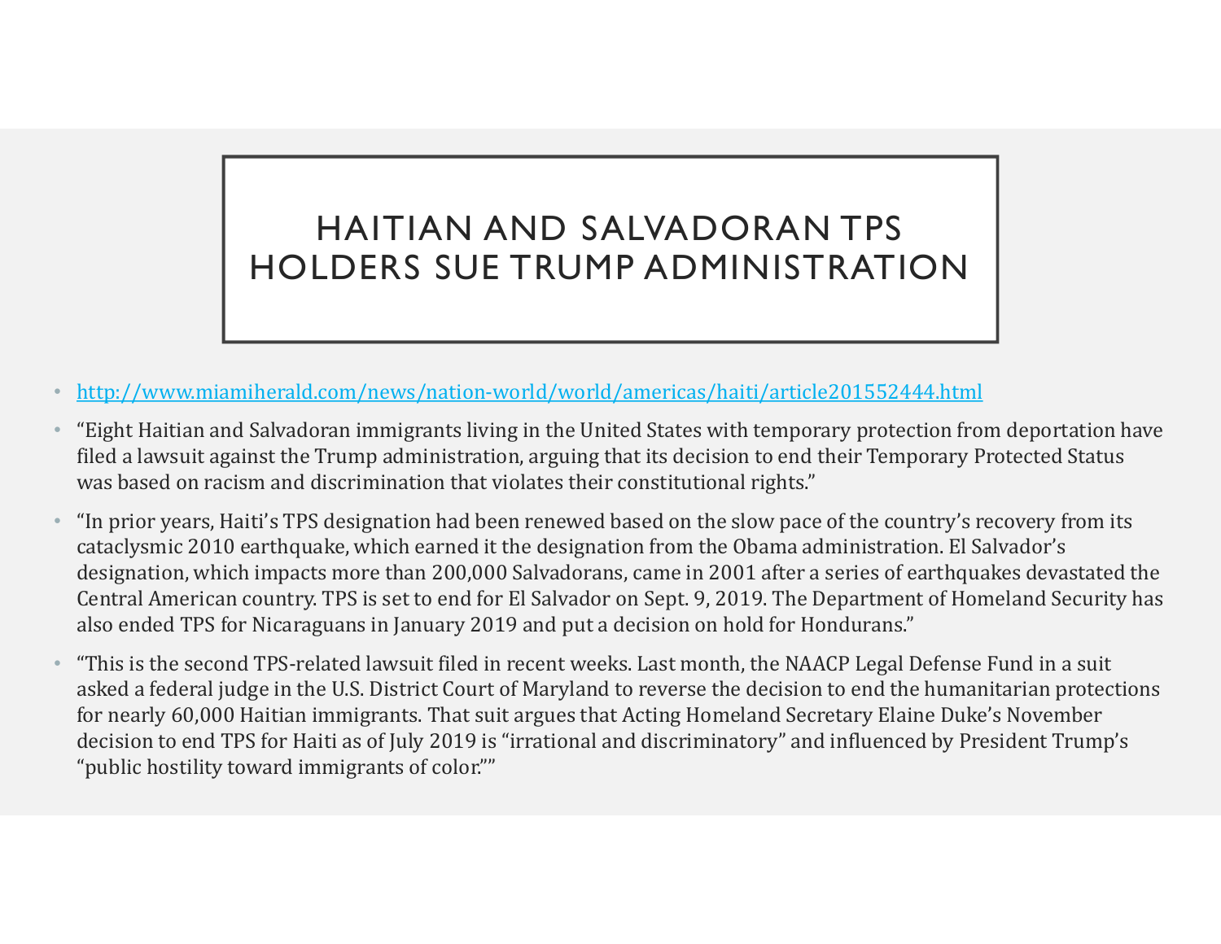# HAITIAN AND SALVADORAN TPS HOLDERS SUE TRUMP ADMINISTRATION

- http://www.miamiherald.com/news/nation-world/world/americas/haiti/article201552444.html
- "Eight Haitian and Salvadoran immigrants living in the United States with temporary protection from deportation have filed a lawsuit against the Trump administration, arguing that its decision to end their Temporary Protected Status was based on racism and discrimination that violates their constitutional rights."
- "In prior years, Haiti's TPS designation had been renewed based on the slow pace of the country's recovery from its cataclysmic 2010 earthquake, which earned it the designation from the Obama administration. El Salvador's designation, which impacts more than 200,000 Salvadorans, came in 2001 after a series of earthquakes devastated the Central American country. TPS is set to end for El Salvador on Sept. 9, 2019. The Department of Homeland Security has also ended TPS for Nicaraguans in January 2019 and put a decision on hold for Hondurans."
- "This is the second TPS-related lawsuit filed in recent weeks. Last month, the NAACP Legal Defense Fund in a suit asked a federal judge in the U.S. District Court of Maryland to reverse the decision to end the humanitarian protections for nearly 60,000 Haitian immigrants. That suit argues that Acting Homeland Secretary Elaine Duke's November decision to end TPS for Haiti as of July 2019 is "irrational and discriminatory" and influenced by President Trump's "public hostility toward immigrants of color.""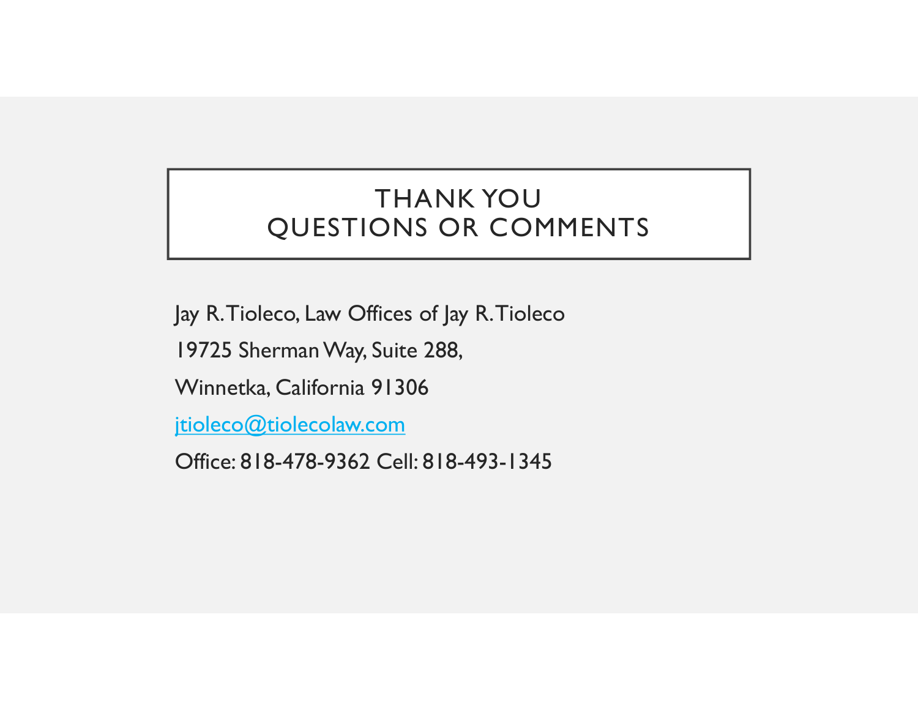# THANK YOU
# QUESTIONS OR COMMENTS

Jay R. Tioleco, Law Offices of Jay R. Tioleco

19725 Sherman Way, Suite 288,

Winnetka, California 91306

jtioleco@tiolecolaw.com

Office: 818-478-9362 Cell: 818-493-1345